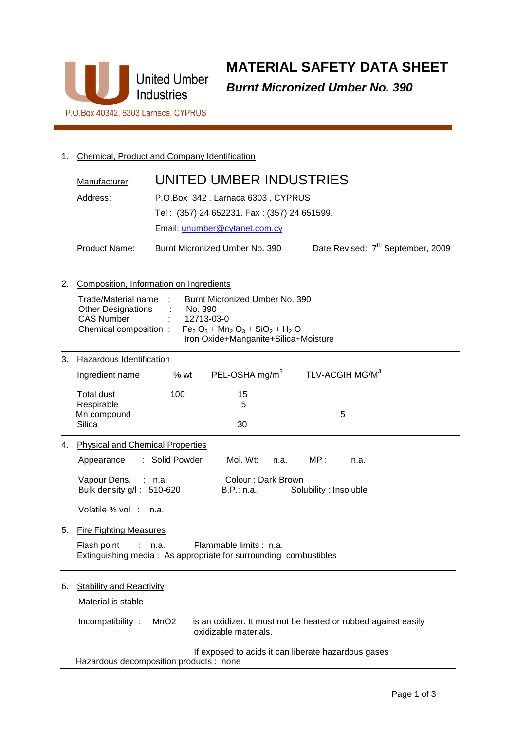United Umber Industries

P.O.Box 40342, 6303 Larnaca, CYPRUS

# MATERIAL SAFETY DATA SHEET

## *Burnt Micronized Umber No. 390*

1. Chemical, Product and Company Identification

| | |
|---|---|
| Manufacturer: | UNITED UMBER INDUSTRIES |
| Address: | P.O.Box 342 , Larnaca 6303 , CYPRUS |
| | Tel : (357) 24 652231. Fax : (357) 24 651599. |
| | Email: unumber@cytanet.com.cy |
| Product Name: | Burnt Micronized Umber No. 390 |

Date Revised: 7th September, 2009

2. Composition, Information on Ingredients

| | | |
|---|---|---|
| Trade/Material name | : | Burnt Micronized Umber No. 390 |
| Other Designations | : | No. 390 |
| CAS Number | : | 12713-03-0 |
| Chemical composition | : | $Fe_2O_3 + Mn_2O_3 + SiO_2 + H_2O$ |
| | | Iron Oxide+Manganite+Silica+Moisture |

3. Hazardous Identification

| Ingredient name | % wt | PEL-OSHA mg/m$^3$ | TLV-ACGIH MG/M$^3$ |
|---|---|---|---|
| Total dust | 100 | 15 | |
| Respirable | | 5 | |
| Mn compound | | | 5 |
| Silica | | 30 | |

4. Physical and Chemical Properties

Appearance : Solid Powder    Mol. Wt: n.a.    MP : n.a.

Vapour Dens. : n.a.    Colour : Dark Brown

Bulk density g/l : 510-620    B.P.: n.a.    Solubility : Insoluble

Volatile % vol : n.a.

5. Fire Fighting Measures

Flash point : n.a.    Flammable limits : n.a.

Extinguishing media : As appropriate for surrounding combustibles

6. Stability and Reactivity

Material is stable

Incompatibility : MnO2 is an oxidizer. It must not be heated or rubbed against easily oxidizable materials.

If exposed to acids it can liberate hazardous gases

Hazardous decomposition products : none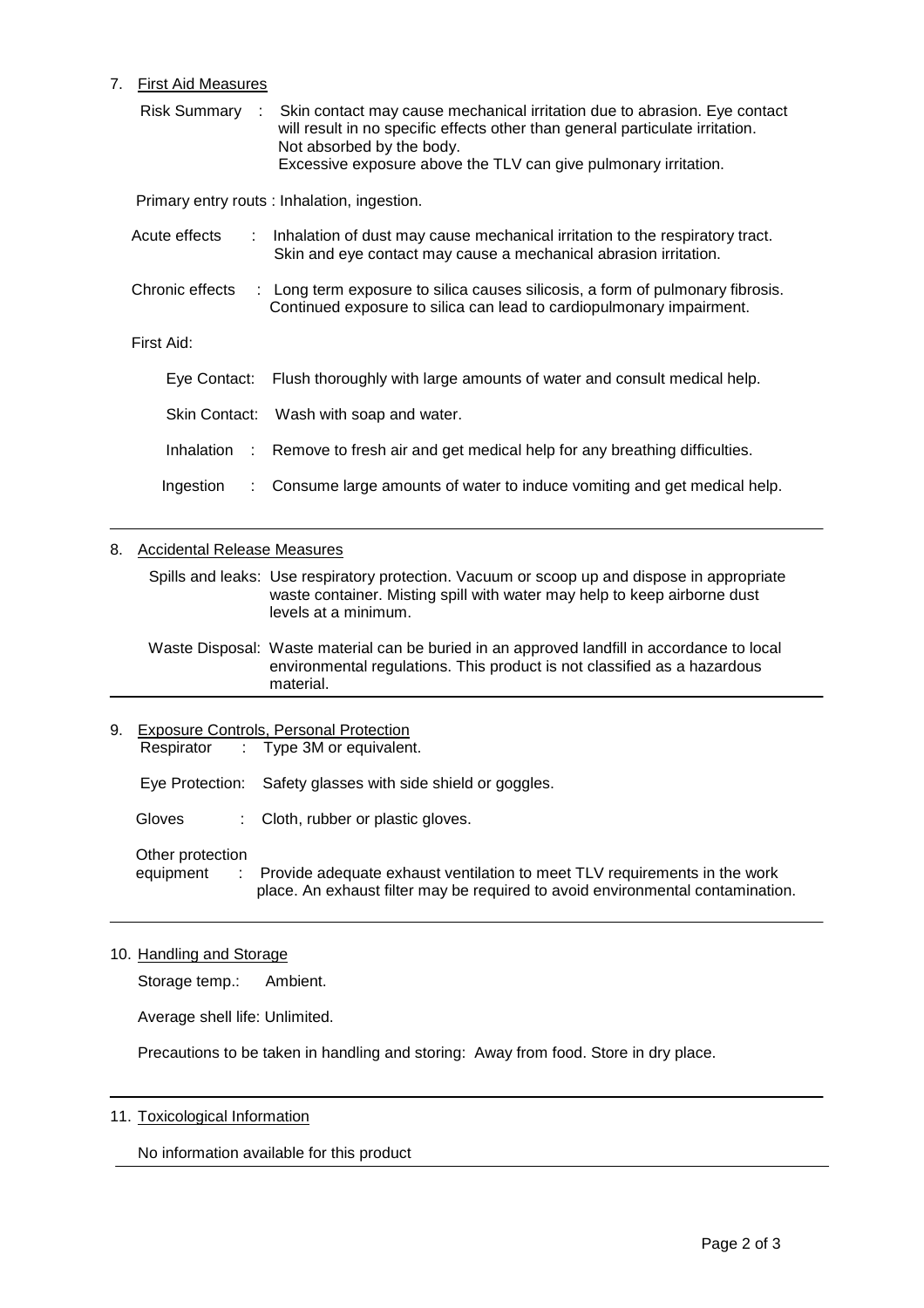## 7. First Aid Measures

Risk Summary : Skin contact may cause mechanical irritation due to abrasion. Eye contact will result in no specific effects other than general particulate irritation. Not absorbed by the body.
Excessive exposure above the TLV can give pulmonary irritation.

Primary entry routs : Inhalation, ingestion.

Acute effects : Inhalation of dust may cause mechanical irritation to the respiratory tract. Skin and eye contact may cause a mechanical abrasion irritation.

Chronic effects : Long term exposure to silica causes silicosis, a form of pulmonary fibrosis. Continued exposure to silica can lead to cardiopulmonary impairment.

First Aid:

Eye Contact: Flush thoroughly with large amounts of water and consult medical help.

Skin Contact: Wash with soap and water.

Inhalation : Remove to fresh air and get medical help for any breathing difficulties.

Ingestion : Consume large amounts of water to induce vomiting and get medical help.

## 8. Accidental Release Measures

Spills and leaks: Use respiratory protection. Vacuum or scoop up and dispose in appropriate waste container. Misting spill with water may help to keep airborne dust levels at a minimum.

Waste Disposal: Waste material can be buried in an approved landfill in accordance to local environmental regulations. This product is not classified as a hazardous material.

## 9. Exposure Controls, Personal Protection

Respirator : Type 3M or equivalent.

Eye Protection: Safety glasses with side shield or goggles.

Gloves : Cloth, rubber or plastic gloves.

Other protection equipment : Provide adequate exhaust ventilation to meet TLV requirements in the work place. An exhaust filter may be required to avoid environmental contamination.

## 10. Handling and Storage

Storage temp.: Ambient.

Average shell life: Unlimited.

Precautions to be taken in handling and storing: Away from food. Store in dry place.

## 11. Toxicological Information

No information available for this product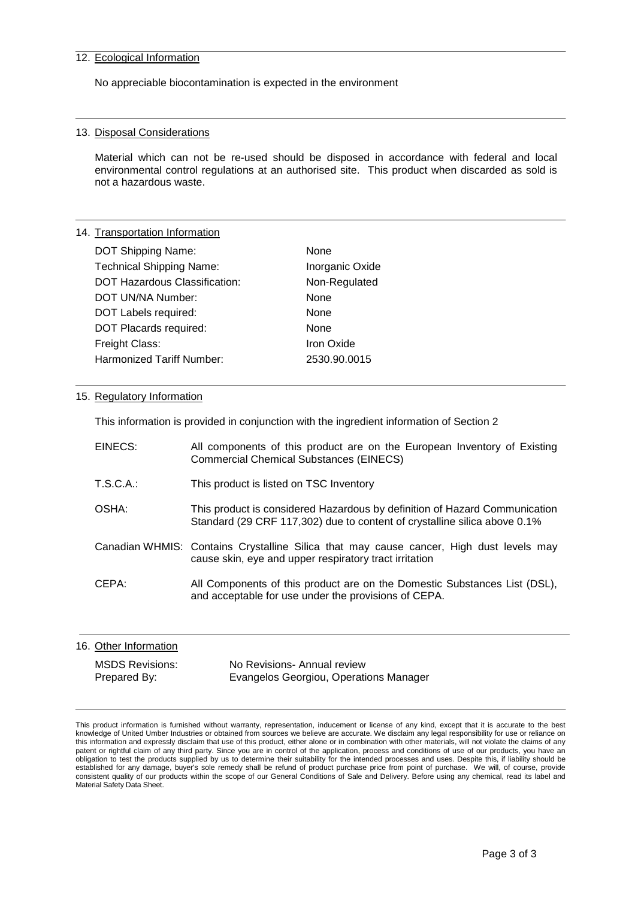## 12. Ecological Information

No appreciable biocontamination is expected in the environment

## 13. Disposal Considerations

Material which can not be re-used should be disposed in accordance with federal and local environmental control regulations at an authorised site. This product when discarded as sold is not a hazardous waste.

## 14. Transportation Information

| | |
|---|---|
| DOT Shipping Name: | None |
| Technical Shipping Name: | Inorganic Oxide |
| DOT Hazardous Classification: | Non-Regulated |
| DOT UN/NA Number: | None |
| DOT Labels required: | None |
| DOT Placards required: | None |
| Freight Class: | Iron Oxide |
| Harmonized Tariff Number: | 2530.90.0015 |

## 15. Regulatory Information

This information is provided in conjunction with the ingredient information of Section 2

| | |
|---|---|
| EINECS: | All components of this product are on the European Inventory of Existing Commercial Chemical Substances (EINECS) |
| T.S.C.A.: | This product is listed on TSC Inventory |
| OSHA: | This product is considered Hazardous by definition of Hazard Communication Standard (29 CRF 117,302) due to content of crystalline silica above 0.1% |
| Canadian WHMIS: | Contains Crystalline Silica that may cause cancer, High dust levels may cause skin, eye and upper respiratory tract irritation |
| CEPA: | All Components of this product are on the Domestic Substances List (DSL), and acceptable for use under the provisions of CEPA. |

## 16. Other Information

| | |
|---|---|
| MSDS Revisions: | No Revisions- Annual review |
| Prepared By: | Evangelos Georgiou, Operations Manager |

This product information is furnished without warranty, representation, inducement or license of any kind, except that it is accurate to the best knowledge of United Umber Industries or obtained from sources we believe are accurate. We disclaim any legal responsibility for use or reliance on this information and expressly disclaim that use of this product, either alone or in combination with other materials, will not violate the claims of any patent or rightful claim of any third party. Since you are in control of the application, process and conditions of use of our products, you have an obligation to test the products supplied by us to determine their suitability for the intended processes and uses. Despite this, if liability should be established for any damage, buyer's sole remedy shall be refund of product purchase price from point of purchase. We will, of course, provide consistent quality of our products within the scope of our General Conditions of Sale and Delivery. Before using any chemical, read its label and Material Safety Data Sheet.